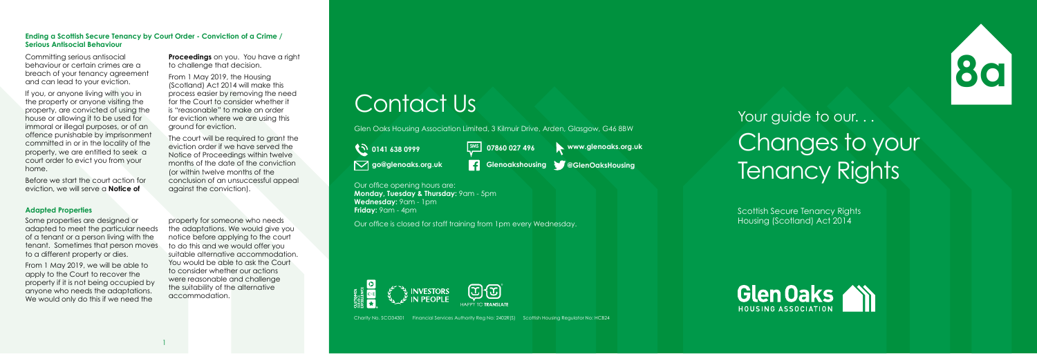### Ending a Scottish Secure Tenancy by Court Order - Conviction of a Crime / Serious Antisocial Behaviour

Committing serious antisocial behaviour or certain crimes are a breach of your tenancy agreement and can lead to your eviction.

If you, or anyone living with you in the property or anyone visiting the property, are convicted of using the house or allowing it to be used for immoral or illegal purposes, or of an offence punishable by imprisonment committed in or in the locality of the property, we are entitled to seek a court order to evict you from your home.

Before we start the court action for eviction, we will serve a **Notice of Proceedings** on you. You have a right to challenge that decision.

From 1 May 2019, the Housing (Scotland) Act 2014 will make this process easier by removing the need for the Court to consider whether it is "reasonable" to make an order for eviction where we are using this ground for eviction.

The court will be required to grant the eviction order if we have served the Notice of Proceedings within twelve months of the date of the conviction (or within twelve months of the conclusion of an unsuccessful appeal against the conviction).

### Adapted Properties

Some properties are designed or adapted to meet the particular needs of a tenant or a person living with the tenant. Sometimes that person moves to a different property or dies.

From 1 May 2019, we will be able to apply to the Court to recover the property if it is not being occupied by anyone who needs the adaptations. We would only do this if we need the property for someone who needs the adaptations. We would give you notice before applying to the court to do this and we would offer you suitable alternative accommodation. You would be able to ask the Court to consider whether our actions were reasonable and challenge the suitability of the alternative accommodation.

# Contact Us

Glen Oaks Housing Association Limited, 3 Kilmuir Drive, Arden, Glasgow, G46 8BW

0141 638 0999

SMS 07860 027 496

www.glenoaks.org.uk

go@glenoaks.org.uk

Glenoakshousing

@GlenOaksHousing

Our office opening hours are:
**Monday, Tuesday & Thursday:** 9am - 5pm
**Wednesday:** 9am - 1pm
**Friday:** 9am - 4pm

Our office is closed for staff training from 1pm every Wednesday.

INVESTORS IN PEOPLE

HAPPY TO TRANSLATE

Charity No. SCO34301 Financial Services Authority Reg No: 2402R(S) Scottish Housing Regulator No: HCB24

8a

Your guide to our. . .

# Changes to your Tenancy Rights

Scottish Secure Tenancy Rights
Housing (Scotland) Act 2014

Glen Oaks HOUSING ASSOCIATION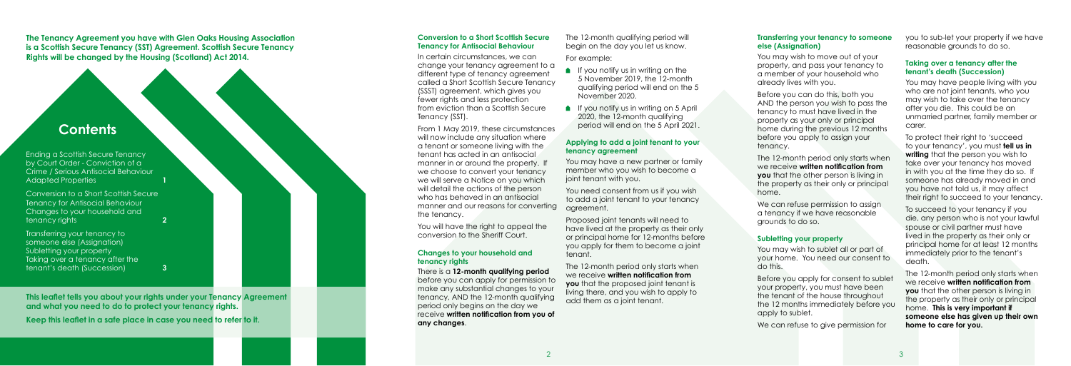**The Tenancy Agreement you have with Glen Oaks Housing Association is a Scottish Secure Tenancy (SST) Agreement. Scottish Secure Tenancy Rights will be changed by the Housing (Scotland) Act 2014.**

## Contents

Ending a Scottish Secure Tenancy by Court Order - Conviction of a Crime / Serious Antisocial Behaviour Adapted Properties **1**

Conversion to a Short Scottish Secure Tenancy for Antisocial Behaviour Changes to your household and tenancy rights **2**

Transferring your tenancy to someone else (Assignation) Subletting your property Taking over a tenancy after the tenant's death (Succession) **3**

**This leaflet tells you about your rights under your Tenancy Agreement and what you need to do to protect your tenancy rights.**

**Keep this leaflet in a safe place in case you need to refer to it.**

### Conversion to a Short Scottish Secure Tenancy for Antisocial Behaviour

In certain circumstances, we can change your tenancy agreement to a different type of tenancy agreement called a Short Scottish Secure Tenancy (SSST) agreement, which gives you fewer rights and less protection from eviction than a Scottish Secure Tenancy (SST).

From 1 May 2019, these circumstances will now include any situation where a tenant or someone living with the tenant has acted in an antisocial manner in or around the property. If we choose to convert your tenancy we will serve a Notice on you which will detail the actions of the person who has behaved in an antisocial manner and our reasons for converting the tenancy.

You will have the right to appeal the conversion to the Sheriff Court.

### Changes to your household and tenancy rights

There is a **12-month qualifying period** before you can apply for permission to make any substantial changes to your tenancy, AND the 12-month qualifying period only begins on the day we receive **written notification from you of any changes**.

The 12-month qualifying period will begin on the day you let us know.

For example:

- If you notify us in writing on the 5 November 2019, the 12-month qualifying period will end on the 5 November 2020.
- If you notify us in writing on 5 April 2020, the 12-month qualifying period will end on the 5 April 2021.

### Applying to add a joint tenant to your tenancy agreement

You may have a new partner or family member who you wish to become a joint tenant with you.

You need consent from us if you wish to add a joint tenant to your tenancy agreement.

Proposed joint tenants will need to have lived at the property as their only or principal home for 12-months before you apply for them to become a joint tenant.

The 12-month period only starts when we receive **written notification from you** that the proposed joint tenant is living there, and you wish to apply to add them as a joint tenant.

### Transferring your tenancy to someone else (Assignation)

You may wish to move out of your property, and pass your tenancy to a member of your household who already lives with you.

Before you can do this, both you AND the person you wish to pass the tenancy to must have lived in the property as your only or principal home during the previous 12 months before you apply to assign your tenancy.

The 12-month period only starts when we receive **written notification from you** that the other person is living in the property as their only or principal home.

We can refuse permission to assign a tenancy if we have reasonable grounds to do so.

### Subletting your property

You may wish to sublet all or part of your home. You need our consent to do this.

Before you apply for consent to sublet your property, you must have been the tenant of the house throughout the 12 months immediately before you apply to sublet.

We can refuse to give permission for you to sub-let your property if we have reasonable grounds to do so.

### Taking over a tenancy after the tenant's death (Succession)

You may have people living with you who are not joint tenants, who you may wish to take over the tenancy after you die. This could be an unmarried partner, family member or carer.

To protect their right to 'succeed to your tenancy', you must **tell us in writing** that the person you wish to take over your tenancy has moved in with you at the time they do so. If someone has already moved in and you have not told us, it may affect their right to succeed to your tenancy.

To succeed to your tenancy if you die, any person who is not your lawful spouse or civil partner must have lived in the property as their only or principal home for at least 12 months immediately prior to the tenant's death.

The 12-month period only starts when we receive **written notification from you** that the other person is living in the property as their only or principal home. **This is very important if someone else has given up their own home to care for you.**